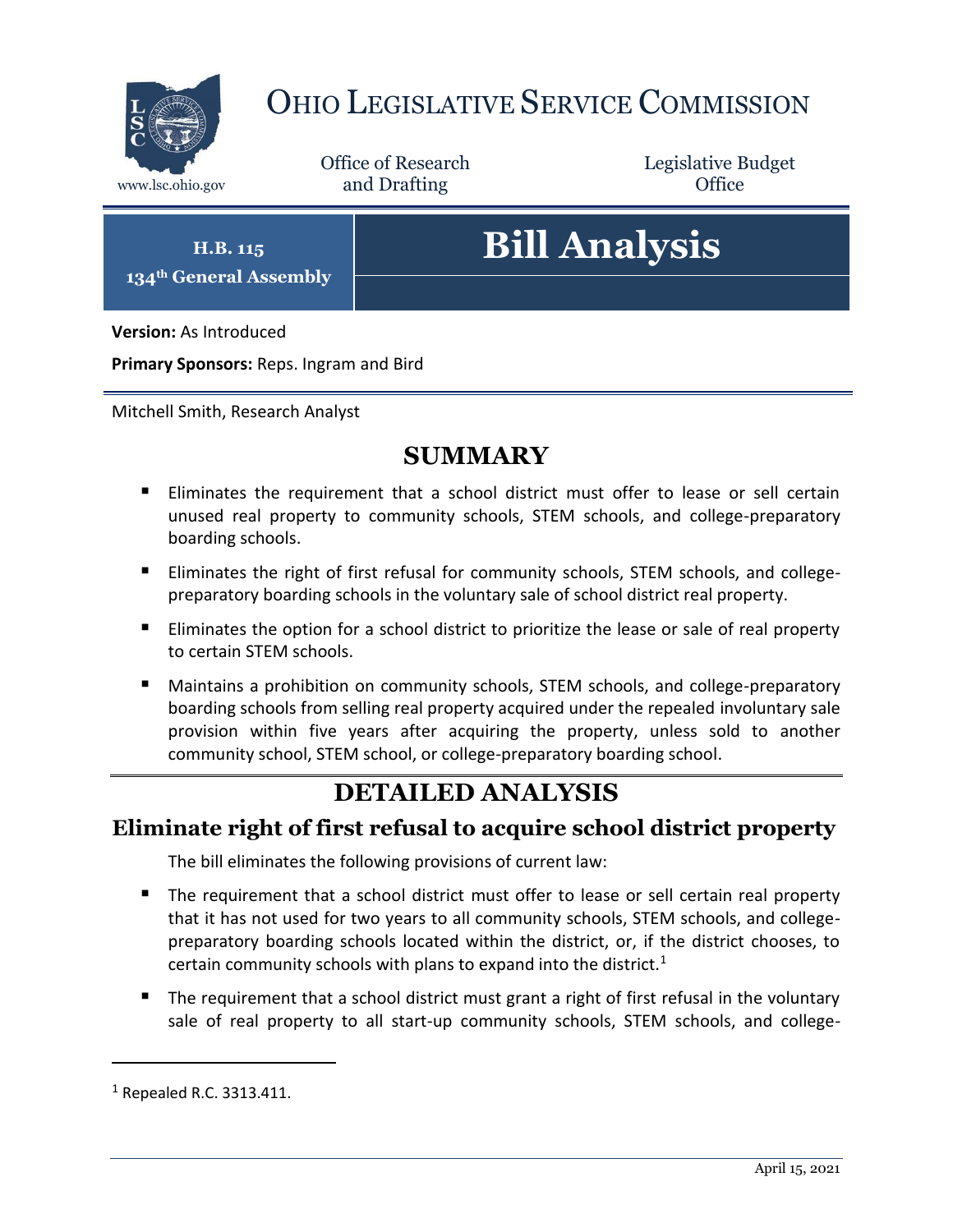# OHIO LEGISLATIVE SERVICE COMMISSION

www.lsc.ohio.gov

Office of Research and Drafting

Legislative Budget Office

**H.B. 115**
**134th General Assembly**

# Bill Analysis

**Version:** As Introduced

**Primary Sponsors:** Reps. Ingram and Bird

Mitchell Smith, Research Analyst

## SUMMARY

- Eliminates the requirement that a school district must offer to lease or sell certain unused real property to community schools, STEM schools, and college-preparatory boarding schools.
- Eliminates the right of first refusal for community schools, STEM schools, and college-preparatory boarding schools in the voluntary sale of school district real property.
- Eliminates the option for a school district to prioritize the lease or sale of real property to certain STEM schools.
- Maintains a prohibition on community schools, STEM schools, and college-preparatory boarding schools from selling real property acquired under the repealed involuntary sale provision within five years after acquiring the property, unless sold to another community school, STEM school, or college-preparatory boarding school.

## DETAILED ANALYSIS

### Eliminate right of first refusal to acquire school district property

The bill eliminates the following provisions of current law:

- The requirement that a school district must offer to lease or sell certain real property that it has not used for two years to all community schools, STEM schools, and college-preparatory boarding schools located within the district, or, if the district chooses, to certain community schools with plans to expand into the district.[1]
- The requirement that a school district must grant a right of first refusal in the voluntary sale of real property to all start-up community schools, STEM schools, and college-

[1] Repealed R.C. 3313.411.

April 15, 2021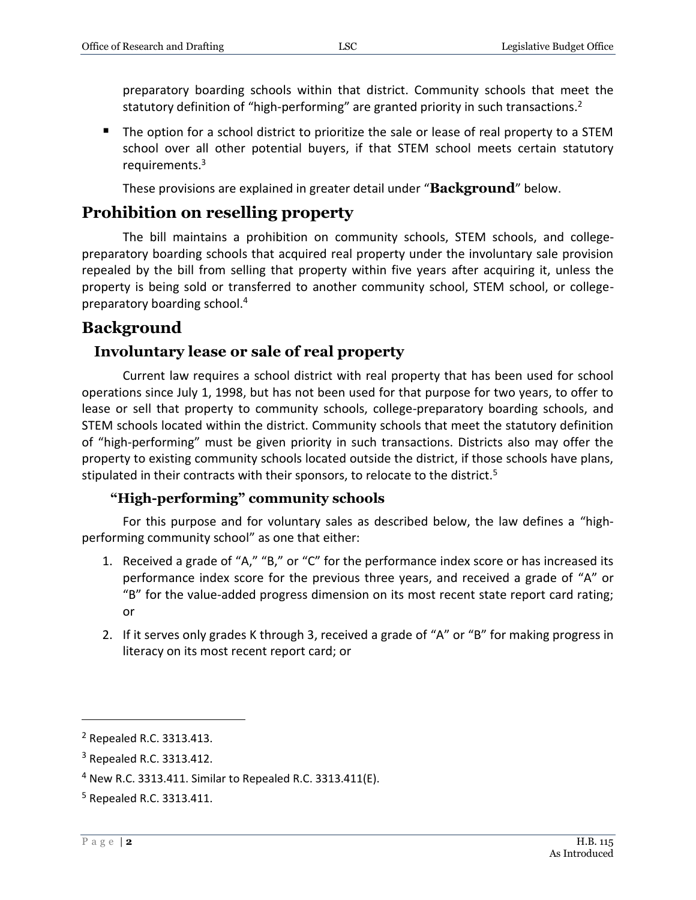preparatory boarding schools within that district. Community schools that meet the statutory definition of "high-performing" are granted priority in such transactions.[2]

- The option for a school district to prioritize the sale or lease of real property to a STEM school over all other potential buyers, if that STEM school meets certain statutory requirements.[3]

These provisions are explained in greater detail under "**Background**" below.

## Prohibition on reselling property

The bill maintains a prohibition on community schools, STEM schools, and college-preparatory boarding schools that acquired real property under the involuntary sale provision repealed by the bill from selling that property within five years after acquiring it, unless the property is being sold or transferred to another community school, STEM school, or college-preparatory boarding school.[4]

## Background

### Involuntary lease or sale of real property

Current law requires a school district with real property that has been used for school operations since July 1, 1998, but has not been used for that purpose for two years, to offer to lease or sell that property to community schools, college-preparatory boarding schools, and STEM schools located within the district. Community schools that meet the statutory definition of "high-performing" must be given priority in such transactions. Districts also may offer the property to existing community schools located outside the district, if those schools have plans, stipulated in their contracts with their sponsors, to relocate to the district.[5]

#### "High-performing" community schools

For this purpose and for voluntary sales as described below, the law defines a "high-performing community school" as one that either:

1. Received a grade of "A," "B," or "C" for the performance index score or has increased its performance index score for the previous three years, and received a grade of "A" or "B" for the value-added progress dimension on its most recent state report card rating; or
2. If it serves only grades K through 3, received a grade of "A" or "B" for making progress in literacy on its most recent report card; or

---

[2] Repealed R.C. 3313.413.

[3] Repealed R.C. 3313.412.

[4] New R.C. 3313.411. Similar to Repealed R.C. 3313.411(E).

[5] Repealed R.C. 3313.411.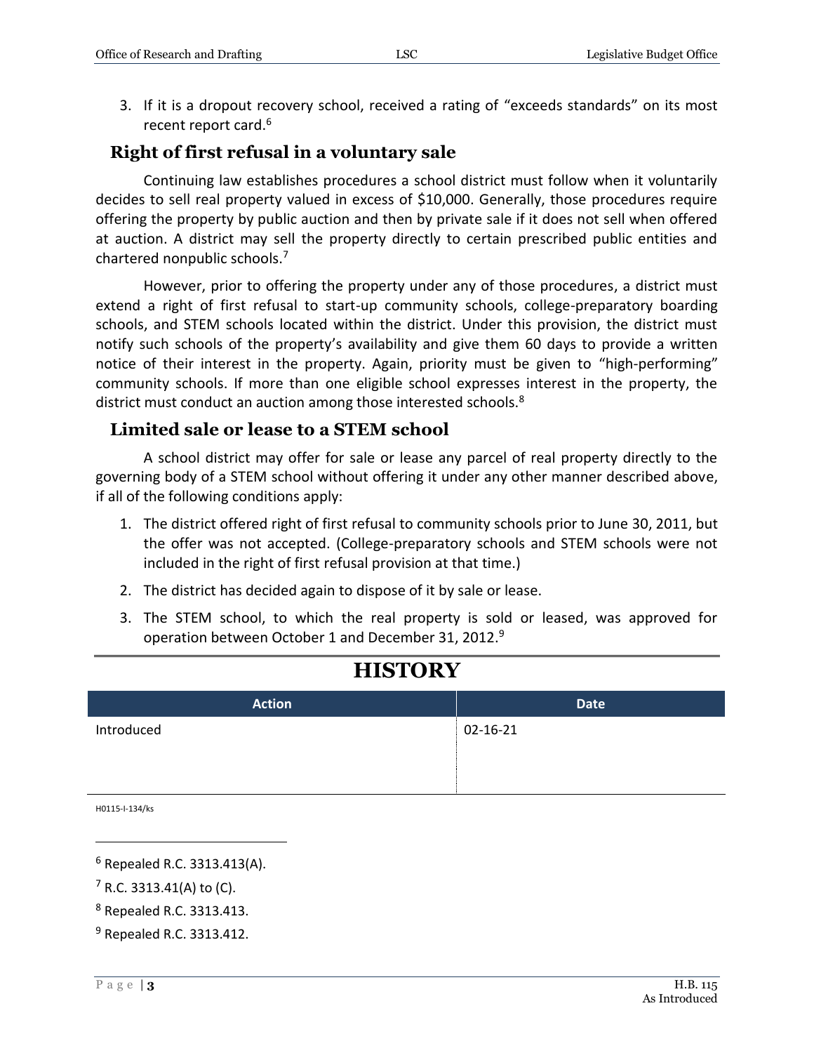3. If it is a dropout recovery school, received a rating of "exceeds standards" on its most recent report card.[6]

## Right of first refusal in a voluntary sale

Continuing law establishes procedures a school district must follow when it voluntarily decides to sell real property valued in excess of $10,000. Generally, those procedures require offering the property by public auction and then by private sale if it does not sell when offered at auction. A district may sell the property directly to certain prescribed public entities and chartered nonpublic schools.[7]

However, prior to offering the property under any of those procedures, a district must extend a right of first refusal to start-up community schools, college-preparatory boarding schools, and STEM schools located within the district. Under this provision, the district must notify such schools of the property's availability and give them 60 days to provide a written notice of their interest in the property. Again, priority must be given to "high-performing" community schools. If more than one eligible school expresses interest in the property, the district must conduct an auction among those interested schools.[8]

## Limited sale or lease to a STEM school

A school district may offer for sale or lease any parcel of real property directly to the governing body of a STEM school without offering it under any other manner described above, if all of the following conditions apply:

1. The district offered right of first refusal to community schools prior to June 30, 2011, but the offer was not accepted. (College-preparatory schools and STEM schools were not included in the right of first refusal provision at that time.)
2. The district has decided again to dispose of it by sale or lease.
3. The STEM school, to which the real property is sold or leased, was approved for operation between October 1 and December 31, 2012.[9]

# HISTORY

| Action | Date |
|---|---|
| Introduced | 02-16-21 |

H0115-I-134/ks

[6] Repealed R.C. 3313.413(A).

[7] R.C. 3313.41(A) to (C).

[8] Repealed R.C. 3313.413.

[9] Repealed R.C. 3313.412.